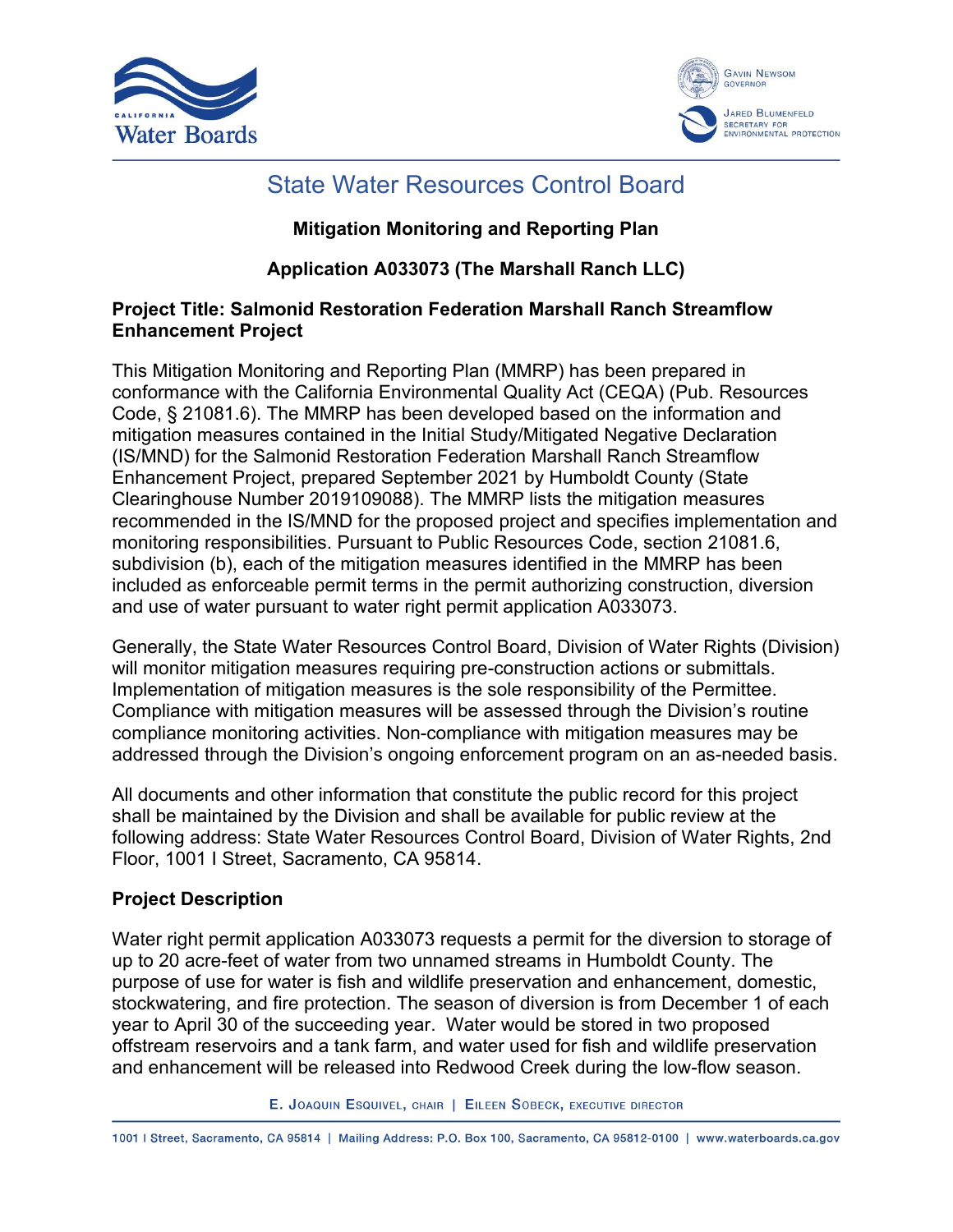# State Water Resources Control Board

**Mitigation Monitoring and Reporting Plan**

**Application A033073 (The Marshall Ranch LLC)**

## Project Title: Salmonid Restoration Federation Marshall Ranch Streamflow Enhancement Project

This Mitigation Monitoring and Reporting Plan (MMRP) has been prepared in conformance with the California Environmental Quality Act (CEQA) (Pub. Resources Code, § 21081.6). The MMRP has been developed based on the information and mitigation measures contained in the Initial Study/Mitigated Negative Declaration (IS/MND) for the Salmonid Restoration Federation Marshall Ranch Streamflow Enhancement Project, prepared September 2021 by Humboldt County (State Clearinghouse Number 2019109088). The MMRP lists the mitigation measures recommended in the IS/MND for the proposed project and specifies implementation and monitoring responsibilities. Pursuant to Public Resources Code, section 21081.6, subdivision (b), each of the mitigation measures identified in the MMRP has been included as enforceable permit terms in the permit authorizing construction, diversion and use of water pursuant to water right permit application A033073.

Generally, the State Water Resources Control Board, Division of Water Rights (Division) will monitor mitigation measures requiring pre-construction actions or submittals. Implementation of mitigation measures is the sole responsibility of the Permittee. Compliance with mitigation measures will be assessed through the Division's routine compliance monitoring activities. Non-compliance with mitigation measures may be addressed through the Division's ongoing enforcement program on an as-needed basis.

All documents and other information that constitute the public record for this project shall be maintained by the Division and shall be available for public review at the following address: State Water Resources Control Board, Division of Water Rights, 2nd Floor, 1001 I Street, Sacramento, CA 95814.

## Project Description

Water right permit application A033073 requests a permit for the diversion to storage of up to 20 acre-feet of water from two unnamed streams in Humboldt County. The purpose of use for water is fish and wildlife preservation and enhancement, domestic, stockwatering, and fire protection. The season of diversion is from December 1 of each year to April 30 of the succeeding year. Water would be stored in two proposed offstream reservoirs and a tank farm, and water used for fish and wildlife preservation and enhancement will be released into Redwood Creek during the low-flow season.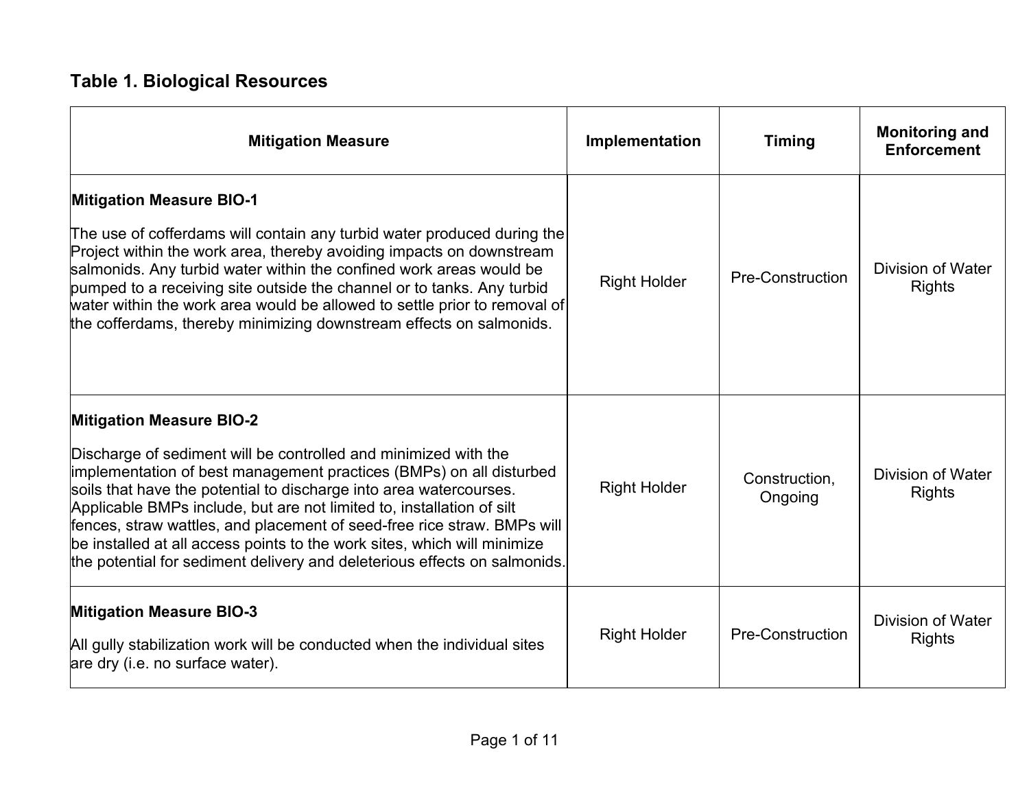## Table 1. Biological Resources

| Mitigation Measure | Implementation | Timing | Monitoring and Enforcement |
|---|---|---|---|
| **Mitigation Measure BIO-1**<br><br>The use of cofferdams will contain any turbid water produced during the Project within the work area, thereby avoiding impacts on downstream salmonids. Any turbid water within the confined work areas would be pumped to a receiving site outside the channel or to tanks. Any turbid water within the work area would be allowed to settle prior to removal of the cofferdams, thereby minimizing downstream effects on salmonids. | Right Holder | Pre-Construction | Division of Water Rights |
| **Mitigation Measure BIO-2**<br><br>Discharge of sediment will be controlled and minimized with the implementation of best management practices (BMPs) on all disturbed soils that have the potential to discharge into area watercourses. Applicable BMPs include, but are not limited to, installation of silt fences, straw wattles, and placement of seed-free rice straw. BMPs will be installed at all access points to the work sites, which will minimize the potential for sediment delivery and deleterious effects on salmonids. | Right Holder | Construction, Ongoing | Division of Water Rights |
| **Mitigation Measure BIO-3**<br><br>All gully stabilization work will be conducted when the individual sites are dry (i.e. no surface water). | Right Holder | Pre-Construction | Division of Water Rights |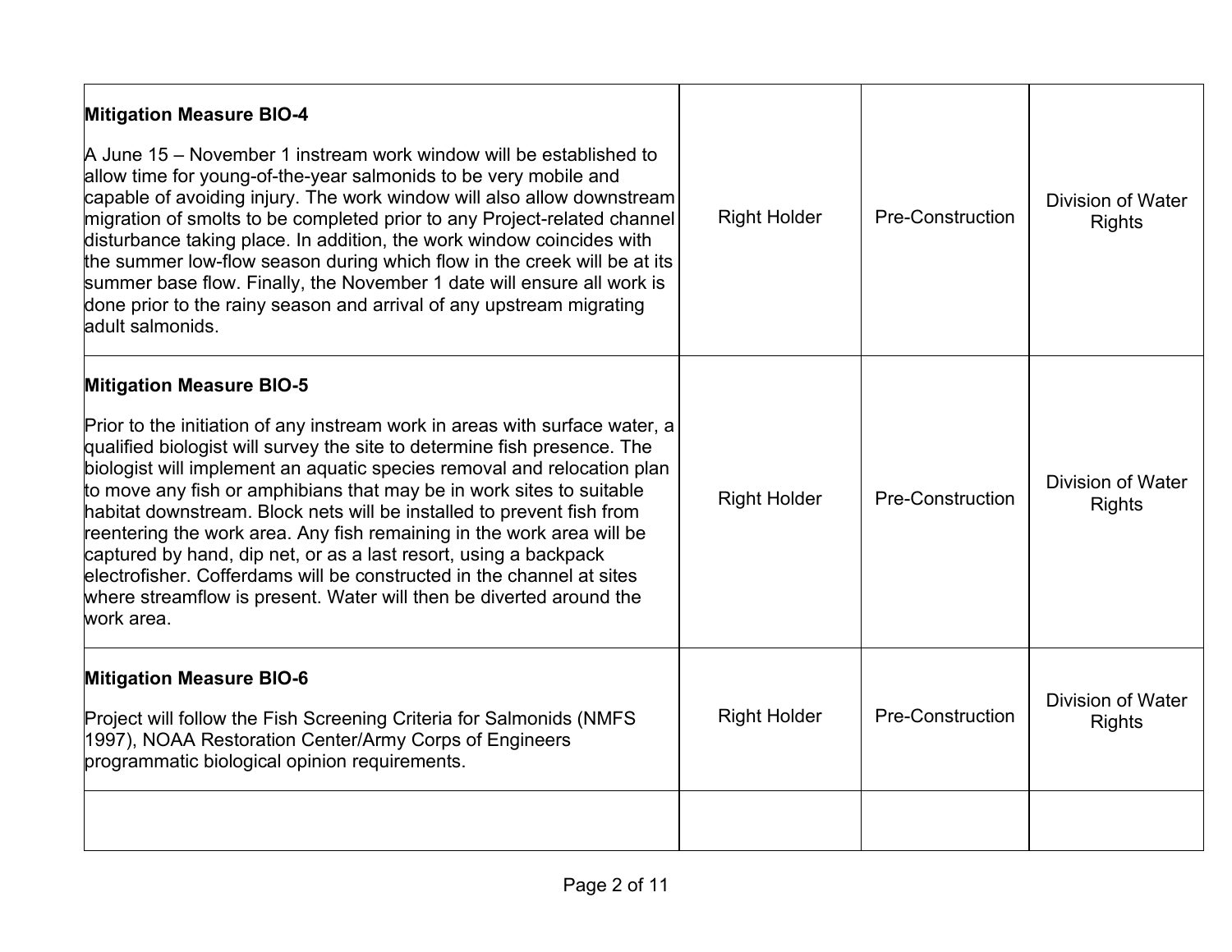| | | | |
|---|---|---|---|
| **Mitigation Measure BIO-4**<br><br>A June 15 – November 1 instream work window will be established to allow time for young-of-the-year salmonids to be very mobile and capable of avoiding injury. The work window will also allow downstream migration of smolts to be completed prior to any Project-related channel disturbance taking place. In addition, the work window coincides with the summer low-flow season during which flow in the creek will be at its summer base flow. Finally, the November 1 date will ensure all work is done prior to the rainy season and arrival of any upstream migrating adult salmonids. | Right Holder | Pre-Construction | Division of Water Rights |
| **Mitigation Measure BIO-5**<br><br>Prior to the initiation of any instream work in areas with surface water, a qualified biologist will survey the site to determine fish presence. The biologist will implement an aquatic species removal and relocation plan to move any fish or amphibians that may be in work sites to suitable habitat downstream. Block nets will be installed to prevent fish from reentering the work area. Any fish remaining in the work area will be captured by hand, dip net, or as a last resort, using a backpack electrofisher. Cofferdams will be constructed in the channel at sites where streamflow is present. Water will then be diverted around the work area. | Right Holder | Pre-Construction | Division of Water Rights |
| **Mitigation Measure BIO-6**<br><br>Project will follow the Fish Screening Criteria for Salmonids (NMFS 1997), NOAA Restoration Center/Army Corps of Engineers programmatic biological opinion requirements. | Right Holder | Pre-Construction | Division of Water Rights |
| | | | |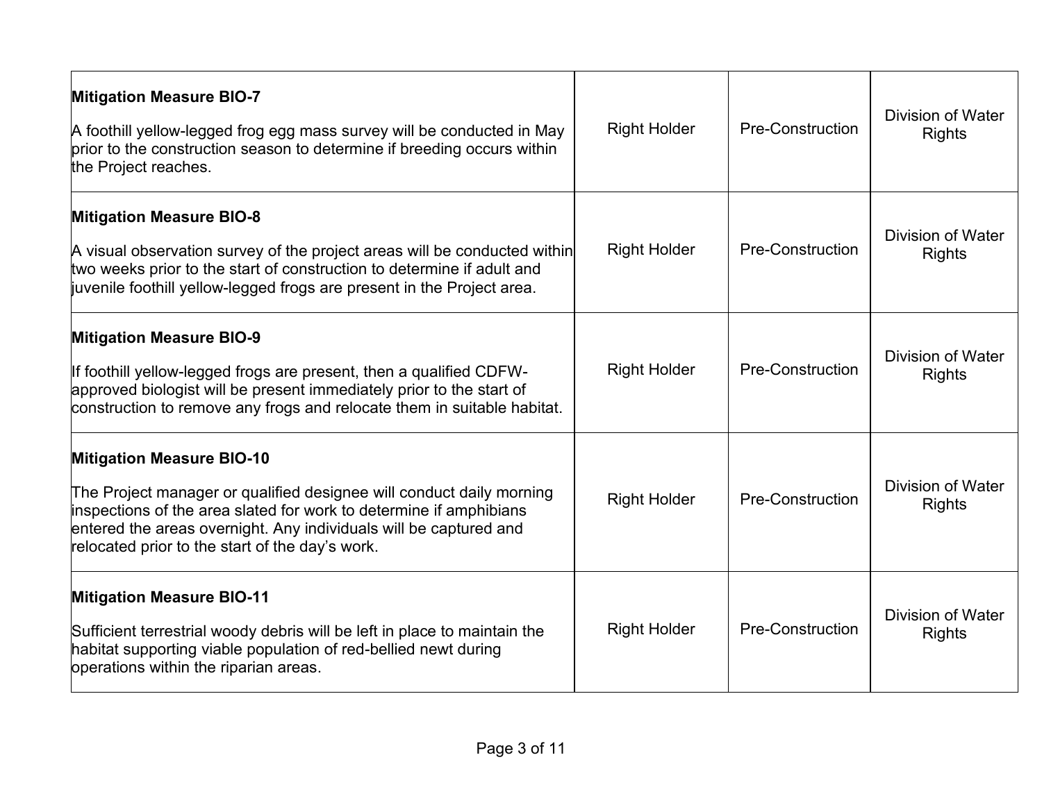| | | | |
|---|---|---|---|
| **Mitigation Measure BIO-7**<br><br>A foothill yellow-legged frog egg mass survey will be conducted in May prior to the construction season to determine if breeding occurs within the Project reaches. | Right Holder | Pre-Construction | Division of Water Rights |
| **Mitigation Measure BIO-8**<br><br>A visual observation survey of the project areas will be conducted within two weeks prior to the start of construction to determine if adult and juvenile foothill yellow-legged frogs are present in the Project area. | Right Holder | Pre-Construction | Division of Water Rights |
| **Mitigation Measure BIO-9**<br><br>If foothill yellow-legged frogs are present, then a qualified CDFW-approved biologist will be present immediately prior to the start of construction to remove any frogs and relocate them in suitable habitat. | Right Holder | Pre-Construction | Division of Water Rights |
| **Mitigation Measure BIO-10**<br><br>The Project manager or qualified designee will conduct daily morning inspections of the area slated for work to determine if amphibians entered the areas overnight. Any individuals will be captured and relocated prior to the start of the day's work. | Right Holder | Pre-Construction | Division of Water Rights |
| **Mitigation Measure BIO-11**<br><br>Sufficient terrestrial woody debris will be left in place to maintain the habitat supporting viable population of red-bellied newt during operations within the riparian areas. | Right Holder | Pre-Construction | Division of Water Rights |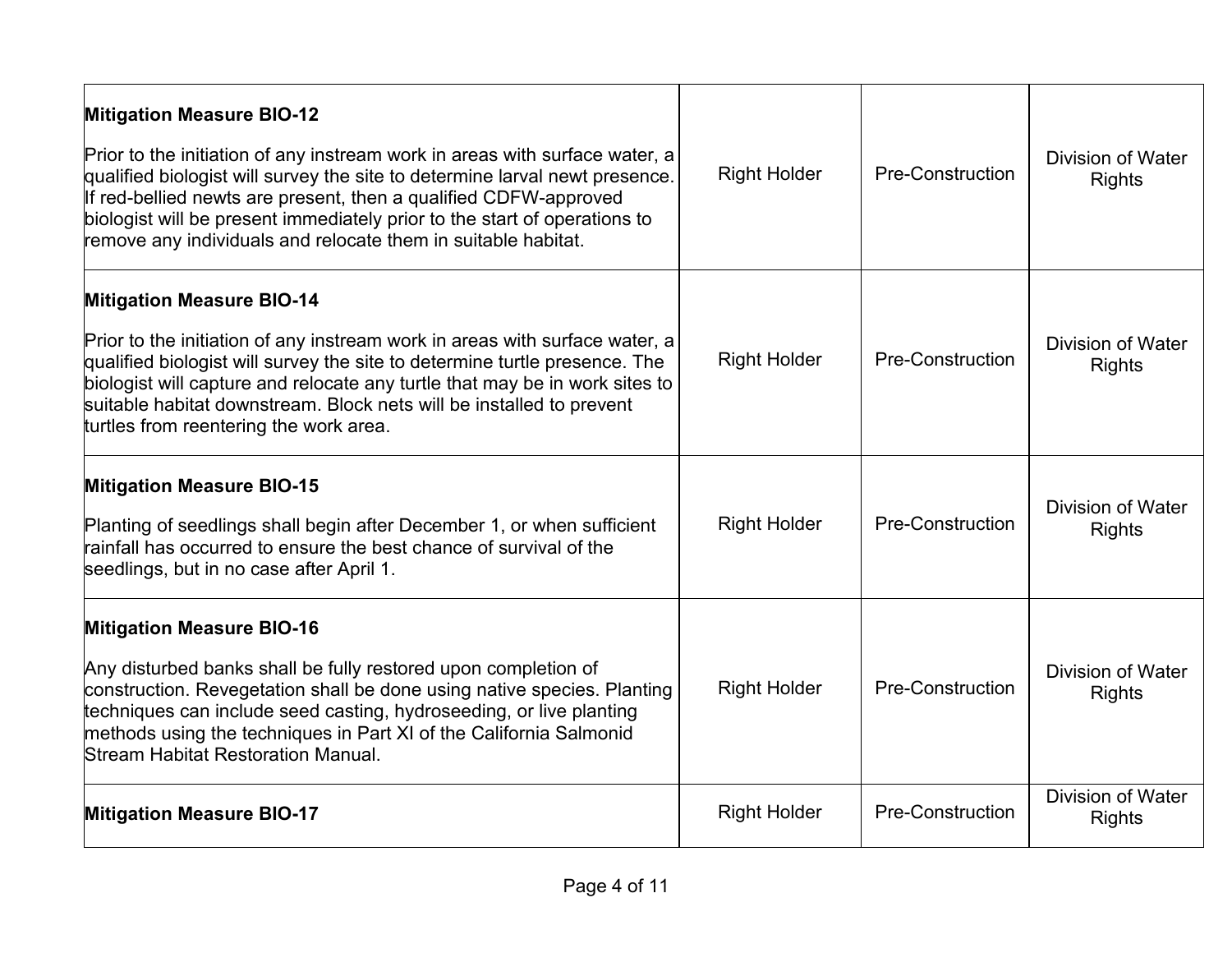| | | | |
|---|---|---|---|
| **Mitigation Measure BIO-12**<br><br>Prior to the initiation of any instream work in areas with surface water, a qualified biologist will survey the site to determine larval newt presence. If red-bellied newts are present, then a qualified CDFW-approved biologist will be present immediately prior to the start of operations to remove any individuals and relocate them in suitable habitat. | Right Holder | Pre-Construction | Division of Water Rights |
| **Mitigation Measure BIO-14**<br><br>Prior to the initiation of any instream work in areas with surface water, a qualified biologist will survey the site to determine turtle presence. The biologist will capture and relocate any turtle that may be in work sites to suitable habitat downstream. Block nets will be installed to prevent turtles from reentering the work area. | Right Holder | Pre-Construction | Division of Water Rights |
| **Mitigation Measure BIO-15**<br><br>Planting of seedlings shall begin after December 1, or when sufficient rainfall has occurred to ensure the best chance of survival of the seedlings, but in no case after April 1. | Right Holder | Pre-Construction | Division of Water Rights |
| **Mitigation Measure BIO-16**<br><br>Any disturbed banks shall be fully restored upon completion of construction. Revegetation shall be done using native species. Planting techniques can include seed casting, hydroseeding, or live planting methods using the techniques in Part XI of the California Salmonid Stream Habitat Restoration Manual. | Right Holder | Pre-Construction | Division of Water Rights |
| **Mitigation Measure BIO-17** | Right Holder | Pre-Construction | Division of Water Rights |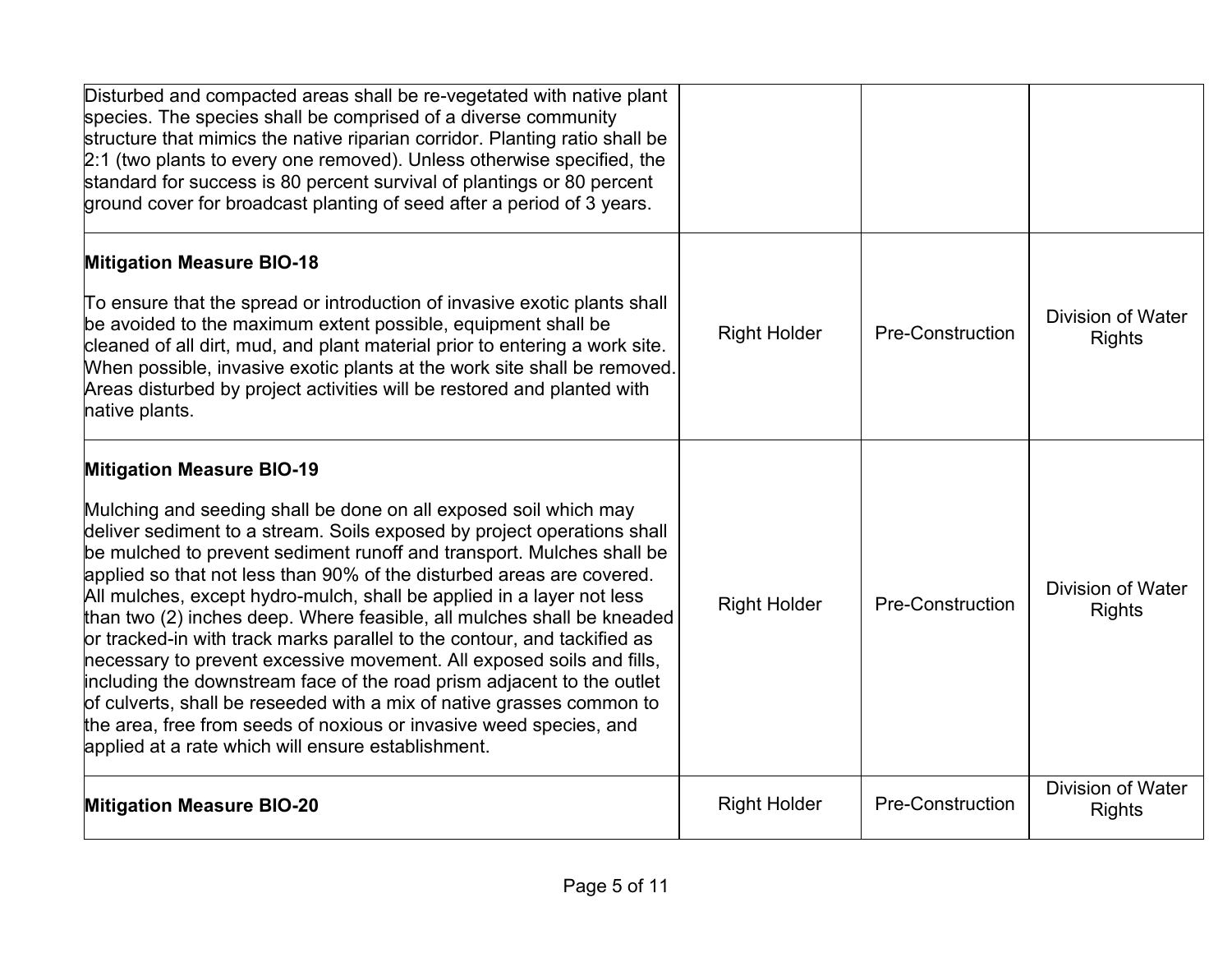| | | | |
|---|---|---|---|
| Disturbed and compacted areas shall be re-vegetated with native plant species. The species shall be comprised of a diverse community structure that mimics the native riparian corridor. Planting ratio shall be 2:1 (two plants to every one removed). Unless otherwise specified, the standard for success is 80 percent survival of plantings or 80 percent ground cover for broadcast planting of seed after a period of 3 years. | | | |
| **Mitigation Measure BIO-18**<br><br>To ensure that the spread or introduction of invasive exotic plants shall be avoided to the maximum extent possible, equipment shall be cleaned of all dirt, mud, and plant material prior to entering a work site. When possible, invasive exotic plants at the work site shall be removed. Areas disturbed by project activities will be restored and planted with native plants. | Right Holder | Pre-Construction | Division of Water Rights |
| **Mitigation Measure BIO-19**<br><br>Mulching and seeding shall be done on all exposed soil which may deliver sediment to a stream. Soils exposed by project operations shall be mulched to prevent sediment runoff and transport. Mulches shall be applied so that not less than 90% of the disturbed areas are covered. All mulches, except hydro-mulch, shall be applied in a layer not less than two (2) inches deep. Where feasible, all mulches shall be kneaded or tracked-in with track marks parallel to the contour, and tackified as necessary to prevent excessive movement. All exposed soils and fills, including the downstream face of the road prism adjacent to the outlet of culverts, shall be reseeded with a mix of native grasses common to the area, free from seeds of noxious or invasive weed species, and applied at a rate which will ensure establishment. | Right Holder | Pre-Construction | Division of Water Rights |
| **Mitigation Measure BIO-20** | Right Holder | Pre-Construction | Division of Water Rights |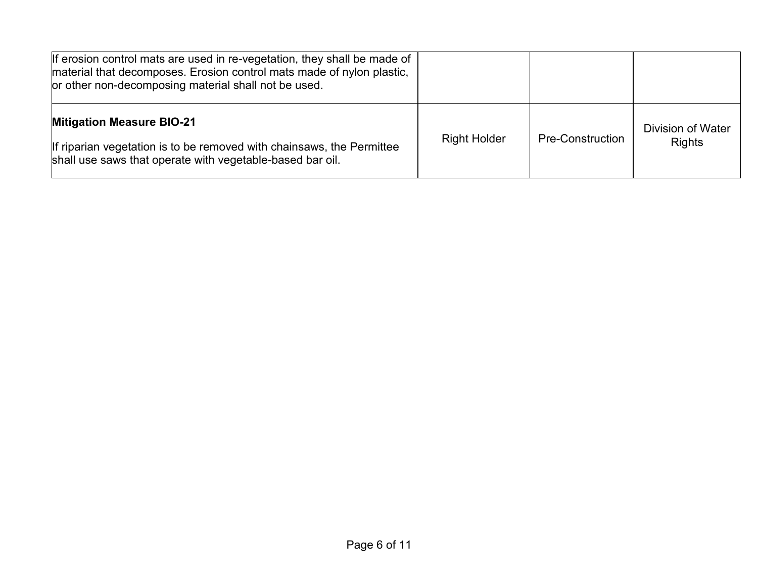| | | | |
|---|---|---|---|
| If erosion control mats are used in re-vegetation, they shall be made of material that decomposes. Erosion control mats made of nylon plastic, or other non-decomposing material shall not be used. | | | |
| **Mitigation Measure BIO-21**<br><br>If riparian vegetation is to be removed with chainsaws, the Permittee shall use saws that operate with vegetable-based bar oil. | Right Holder | Pre-Construction | Division of Water Rights |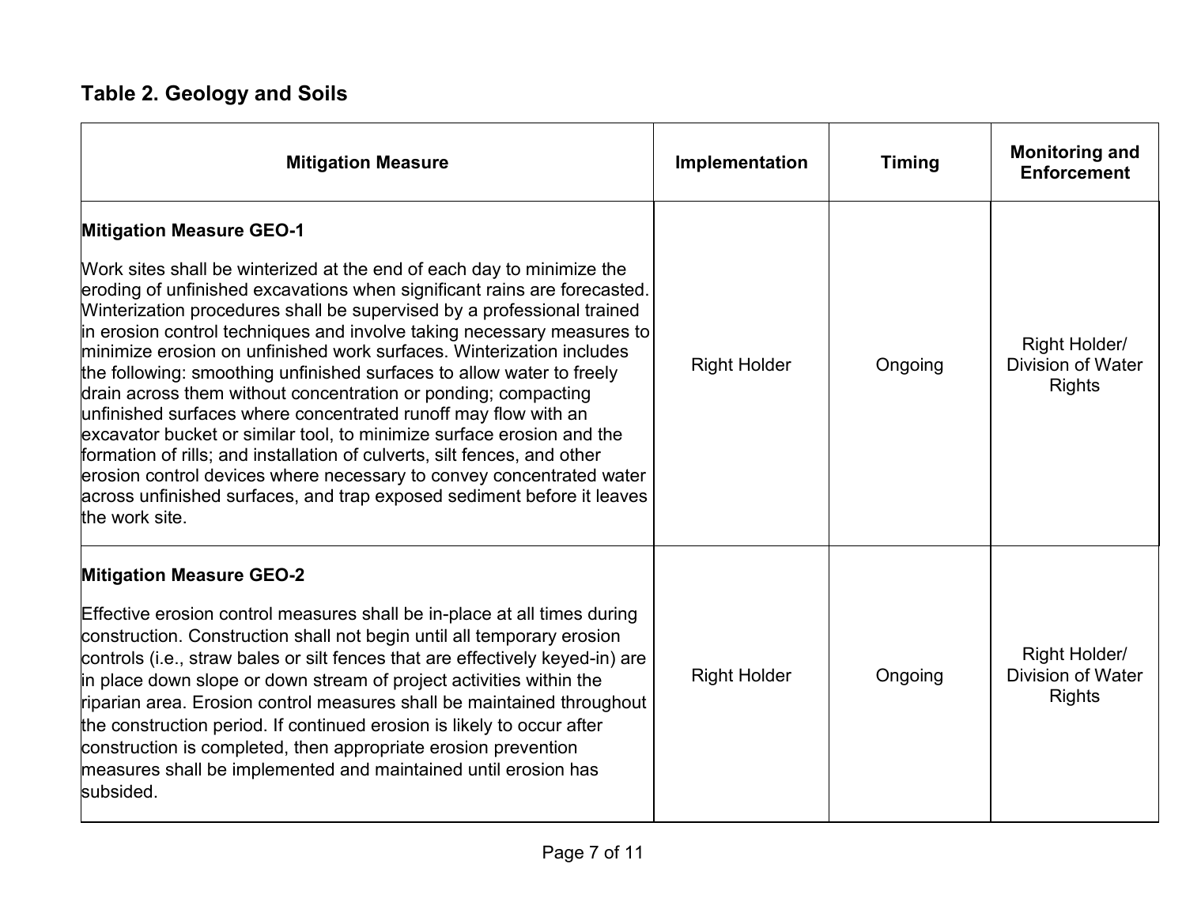## Table 2. Geology and Soils

| Mitigation Measure | Implementation | Timing | Monitoring and Enforcement |
| --- | --- | --- | --- |
| **Mitigation Measure GEO-1**<br><br>Work sites shall be winterized at the end of each day to minimize the eroding of unfinished excavations when significant rains are forecasted. Winterization procedures shall be supervised by a professional trained in erosion control techniques and involve taking necessary measures to minimize erosion on unfinished work surfaces. Winterization includes the following: smoothing unfinished surfaces to allow water to freely drain across them without concentration or ponding; compacting unfinished surfaces where concentrated runoff may flow with an excavator bucket or similar tool, to minimize surface erosion and the formation of rills; and installation of culverts, silt fences, and other erosion control devices where necessary to convey concentrated water across unfinished surfaces, and trap exposed sediment before it leaves the work site. | Right Holder | Ongoing | Right Holder/ Division of Water Rights |
| **Mitigation Measure GEO-2**<br><br>Effective erosion control measures shall be in-place at all times during construction. Construction shall not begin until all temporary erosion controls (i.e., straw bales or silt fences that are effectively keyed-in) are in place down slope or down stream of project activities within the riparian area. Erosion control measures shall be maintained throughout the construction period. If continued erosion is likely to occur after construction is completed, then appropriate erosion prevention measures shall be implemented and maintained until erosion has subsided. | Right Holder | Ongoing | Right Holder/ Division of Water Rights |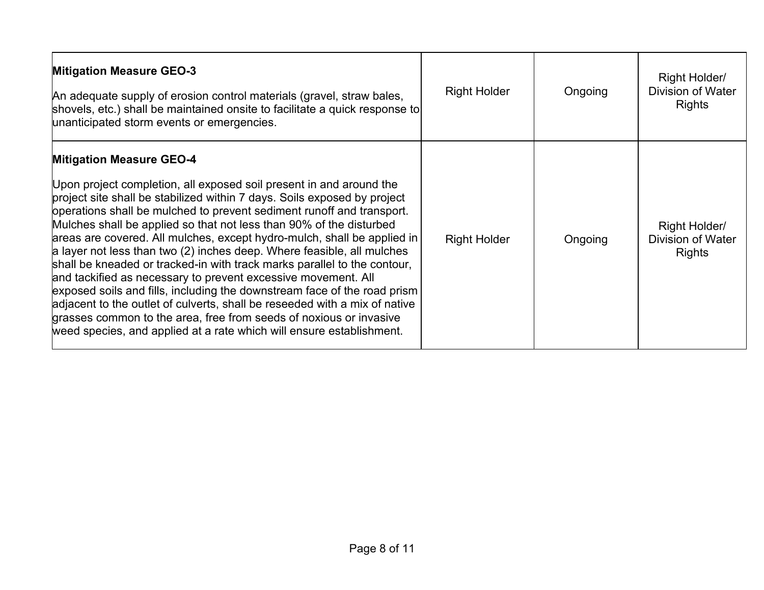| | | | |
|---|---|---|---|
| **Mitigation Measure GEO-3**<br><br>An adequate supply of erosion control materials (gravel, straw bales, shovels, etc.) shall be maintained onsite to facilitate a quick response to unanticipated storm events or emergencies. | Right Holder | Ongoing | Right Holder/ Division of Water Rights |
| **Mitigation Measure GEO-4**<br><br>Upon project completion, all exposed soil present in and around the project site shall be stabilized within 7 days. Soils exposed by project operations shall be mulched to prevent sediment runoff and transport. Mulches shall be applied so that not less than 90% of the disturbed areas are covered. All mulches, except hydro-mulch, shall be applied in a layer not less than two (2) inches deep. Where feasible, all mulches shall be kneaded or tracked-in with track marks parallel to the contour, and tackified as necessary to prevent excessive movement. All exposed soils and fills, including the downstream face of the road prism adjacent to the outlet of culverts, shall be reseeded with a mix of native grasses common to the area, free from seeds of noxious or invasive weed species, and applied at a rate which will ensure establishment. | Right Holder | Ongoing | Right Holder/ Division of Water Rights |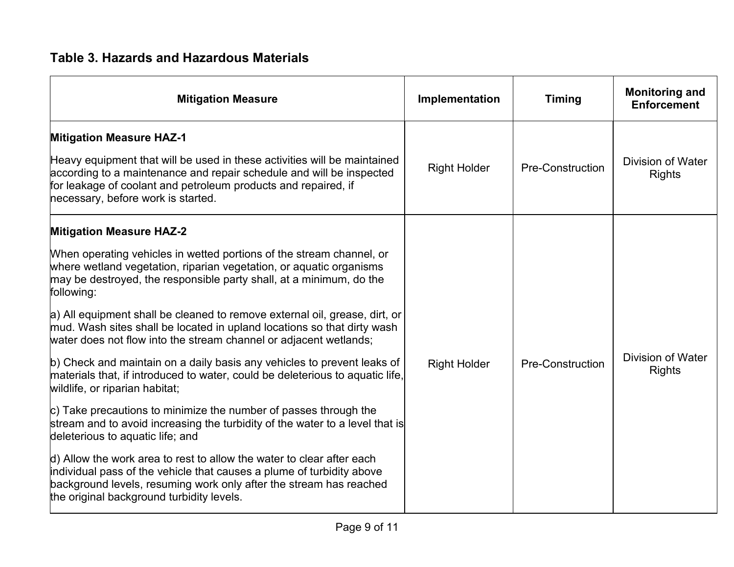### Table 3. Hazards and Hazardous Materials

| Mitigation Measure | Implementation | Timing | Monitoring and Enforcement |
|---|---|---|---|
| **Mitigation Measure HAZ-1**<br><br>Heavy equipment that will be used in these activities will be maintained according to a maintenance and repair schedule and will be inspected for leakage of coolant and petroleum products and repaired, if necessary, before work is started. | Right Holder | Pre-Construction | Division of Water Rights |
| **Mitigation Measure HAZ-2**<br><br>When operating vehicles in wetted portions of the stream channel, or where wetland vegetation, riparian vegetation, or aquatic organisms may be destroyed, the responsible party shall, at a minimum, do the following:<br><br>a) All equipment shall be cleaned to remove external oil, grease, dirt, or mud. Wash sites shall be located in upland locations so that dirty wash water does not flow into the stream channel or adjacent wetlands;<br><br>b) Check and maintain on a daily basis any vehicles to prevent leaks of materials that, if introduced to water, could be deleterious to aquatic life, wildlife, or riparian habitat;<br><br>c) Take precautions to minimize the number of passes through the stream and to avoid increasing the turbidity of the water to a level that is deleterious to aquatic life; and<br><br>d) Allow the work area to rest to allow the water to clear after each individual pass of the vehicle that causes a plume of turbidity above background levels, resuming work only after the stream has reached the original background turbidity levels. | Right Holder | Pre-Construction | Division of Water Rights |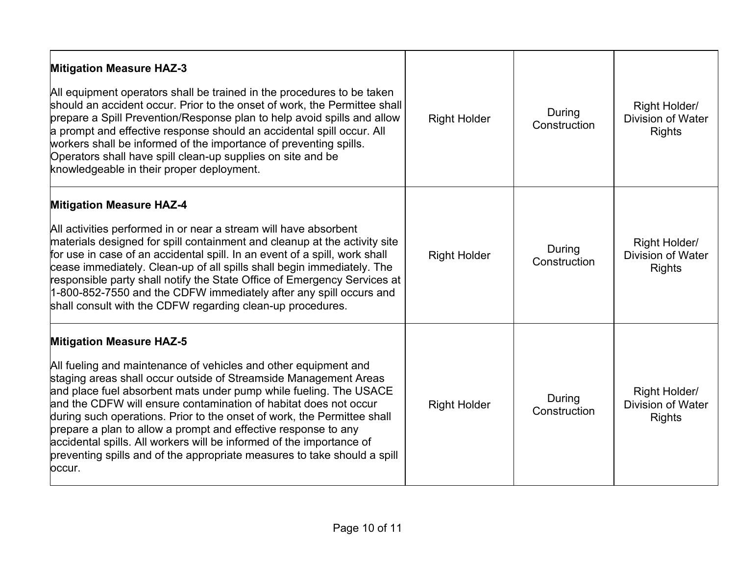| | | | |
|---|---|---|---|
| **Mitigation Measure HAZ-3**<br><br>All equipment operators shall be trained in the procedures to be taken should an accident occur. Prior to the onset of work, the Permittee shall prepare a Spill Prevention/Response plan to help avoid spills and allow a prompt and effective response should an accidental spill occur. All workers shall be informed of the importance of preventing spills. Operators shall have spill clean-up supplies on site and be knowledgeable in their proper deployment. | Right Holder | During Construction | Right Holder/ Division of Water Rights |
| **Mitigation Measure HAZ-4**<br><br>All activities performed in or near a stream will have absorbent materials designed for spill containment and cleanup at the activity site for use in case of an accidental spill. In an event of a spill, work shall cease immediately. Clean-up of all spills shall begin immediately. The responsible party shall notify the State Office of Emergency Services at 1-800-852-7550 and the CDFW immediately after any spill occurs and shall consult with the CDFW regarding clean-up procedures. | Right Holder | During Construction | Right Holder/ Division of Water Rights |
| **Mitigation Measure HAZ-5**<br><br>All fueling and maintenance of vehicles and other equipment and staging areas shall occur outside of Streamside Management Areas and place fuel absorbent mats under pump while fueling. The USACE and the CDFW will ensure contamination of habitat does not occur during such operations. Prior to the onset of work, the Permittee shall prepare a plan to allow a prompt and effective response to any accidental spills. All workers will be informed of the importance of preventing spills and of the appropriate measures to take should a spill occur. | Right Holder | During Construction | Right Holder/ Division of Water Rights |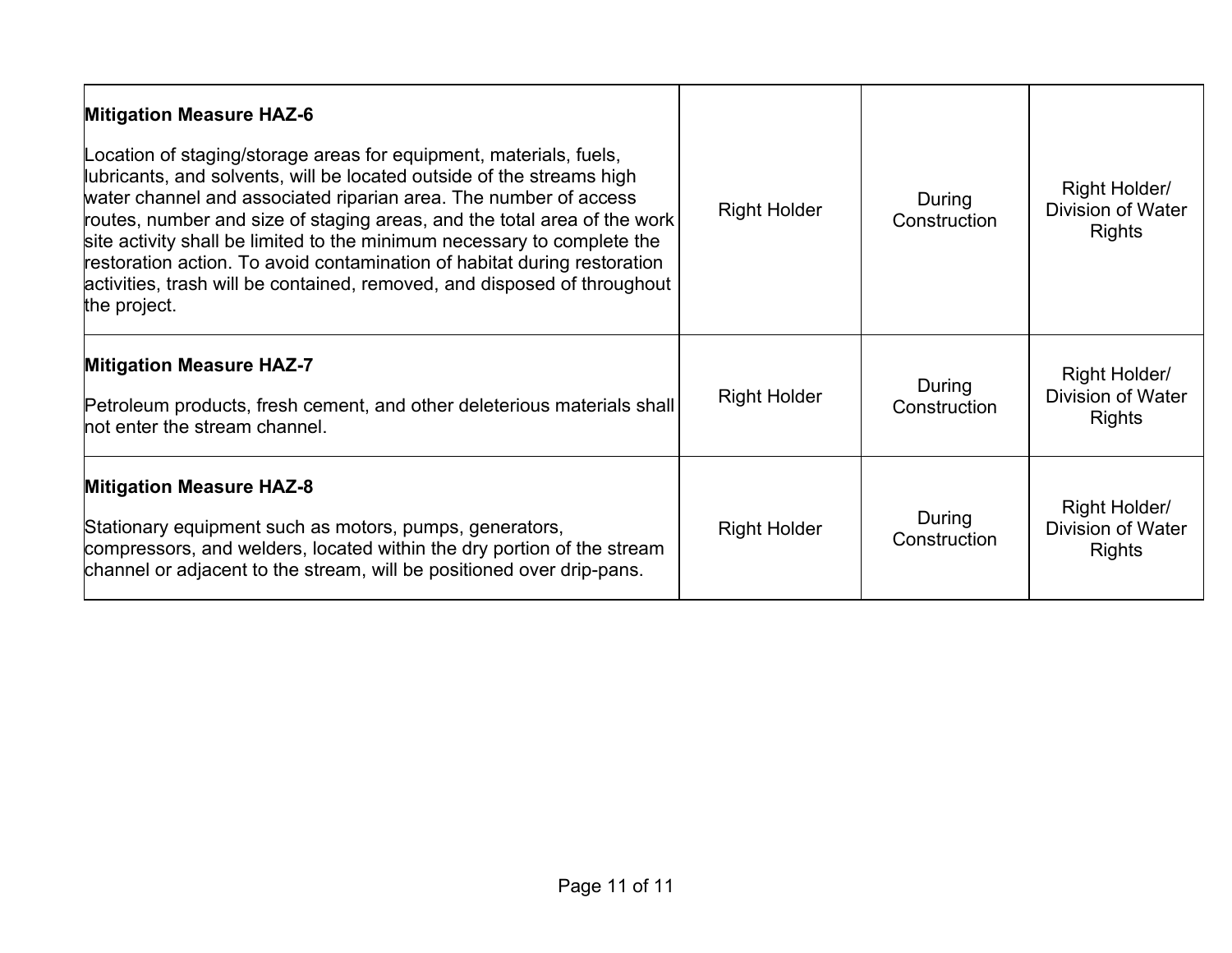| | | | |
|---|---|---|---|
| **Mitigation Measure HAZ-6**<br><br>Location of staging/storage areas for equipment, materials, fuels, lubricants, and solvents, will be located outside of the streams high water channel and associated riparian area. The number of access routes, number and size of staging areas, and the total area of the work site activity shall be limited to the minimum necessary to complete the restoration action. To avoid contamination of habitat during restoration activities, trash will be contained, removed, and disposed of throughout the project. | Right Holder | During Construction | Right Holder/ Division of Water Rights |
| **Mitigation Measure HAZ-7**<br><br>Petroleum products, fresh cement, and other deleterious materials shall not enter the stream channel. | Right Holder | During Construction | Right Holder/ Division of Water Rights |
| **Mitigation Measure HAZ-8**<br><br>Stationary equipment such as motors, pumps, generators, compressors, and welders, located within the dry portion of the stream channel or adjacent to the stream, will be positioned over drip-pans. | Right Holder | During Construction | Right Holder/ Division of Water Rights |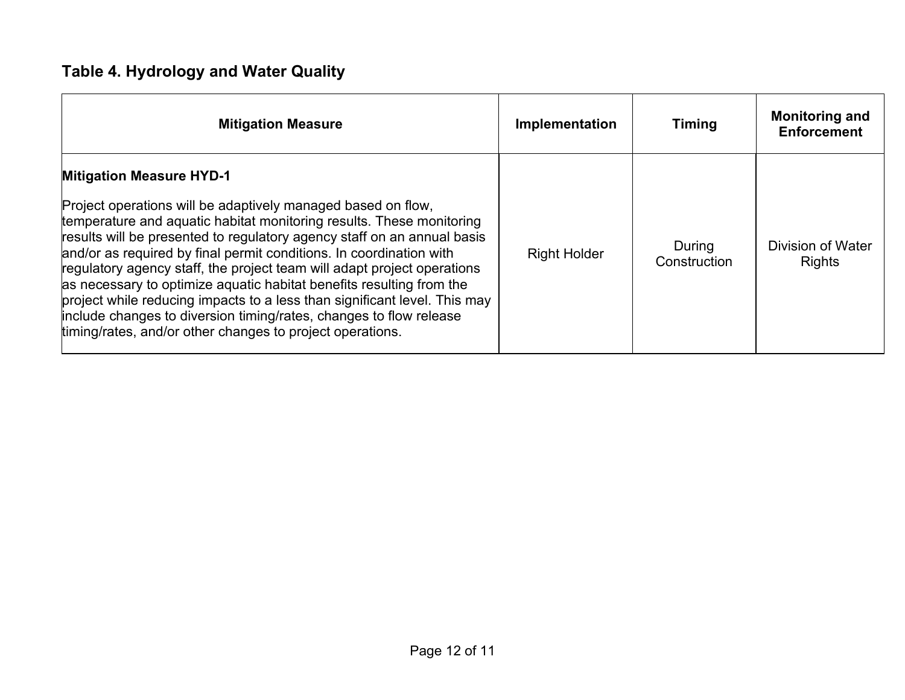## Table 4. Hydrology and Water Quality

| Mitigation Measure | Implementation | Timing | Monitoring and Enforcement |
|---|---|---|---|
| **Mitigation Measure HYD-1**<br><br>Project operations will be adaptively managed based on flow, temperature and aquatic habitat monitoring results. These monitoring results will be presented to regulatory agency staff on an annual basis and/or as required by final permit conditions. In coordination with regulatory agency staff, the project team will adapt project operations as necessary to optimize aquatic habitat benefits resulting from the project while reducing impacts to a less than significant level. This may include changes to diversion timing/rates, changes to flow release timing/rates, and/or other changes to project operations. | Right Holder | During Construction | Division of Water Rights |